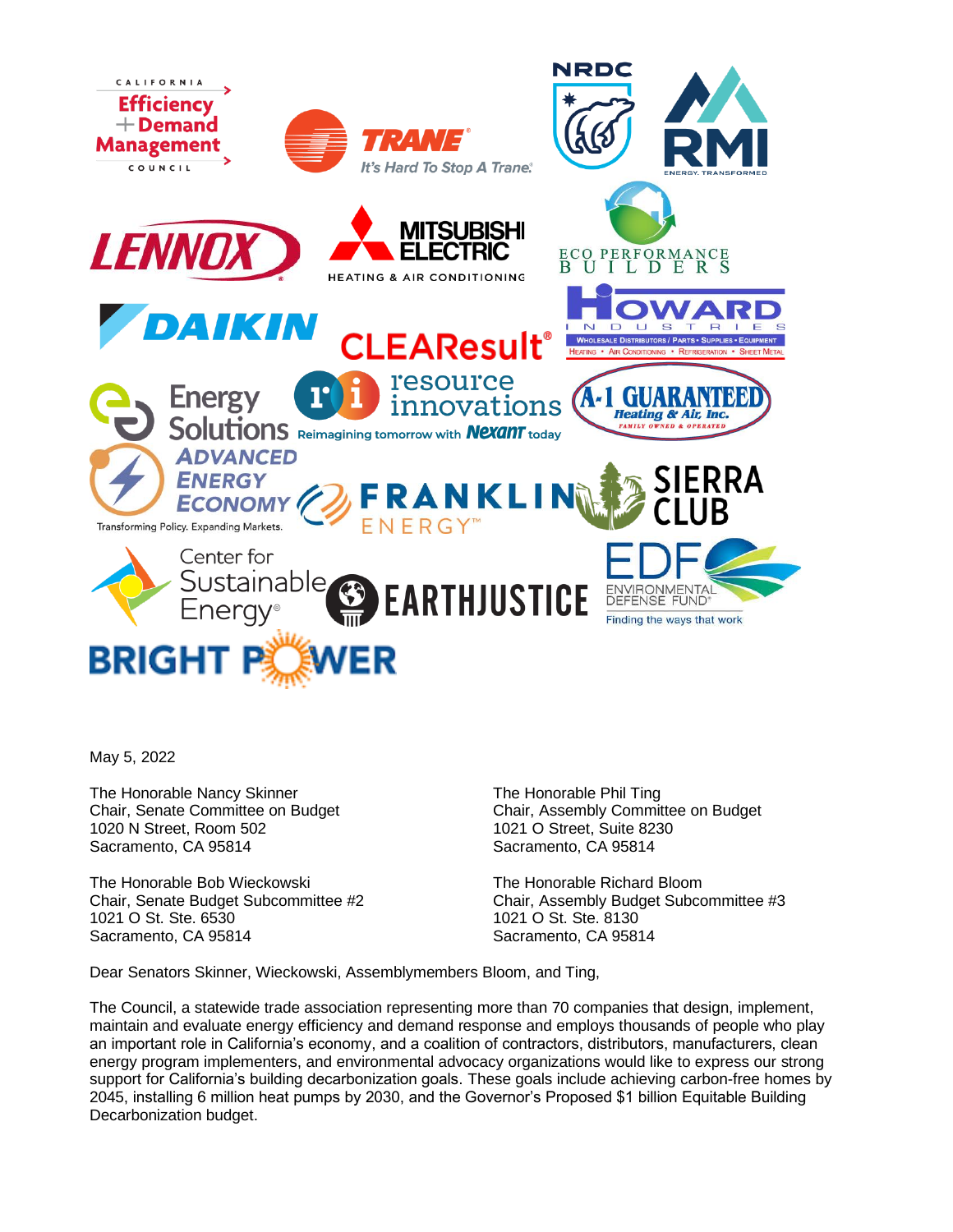May 5, 2022

The Honorable Nancy Skinner
Chair, Senate Committee on Budget
1020 N Street, Room 502
Sacramento, CA 95814

The Honorable Phil Ting
Chair, Assembly Committee on Budget
1021 O Street, Suite 8230
Sacramento, CA 95814

The Honorable Bob Wieckowski
Chair, Senate Budget Subcommittee #2
1021 O St. Ste. 6530
Sacramento, CA 95814

The Honorable Richard Bloom
Chair, Assembly Budget Subcommittee #3
1021 O St. Ste. 8130
Sacramento, CA 95814

Dear Senators Skinner, Wieckowski, Assemblymembers Bloom, and Ting,

The Council, a statewide trade association representing more than 70 companies that design, implement, maintain and evaluate energy efficiency and demand response and employs thousands of people who play an important role in California's economy, and a coalition of contractors, distributors, manufacturers, clean energy program implementers, and environmental advocacy organizations would like to express our strong support for California's building decarbonization goals. These goals include achieving carbon-free homes by 2045, installing 6 million heat pumps by 2030, and the Governor's Proposed $1 billion Equitable Building Decarbonization budget.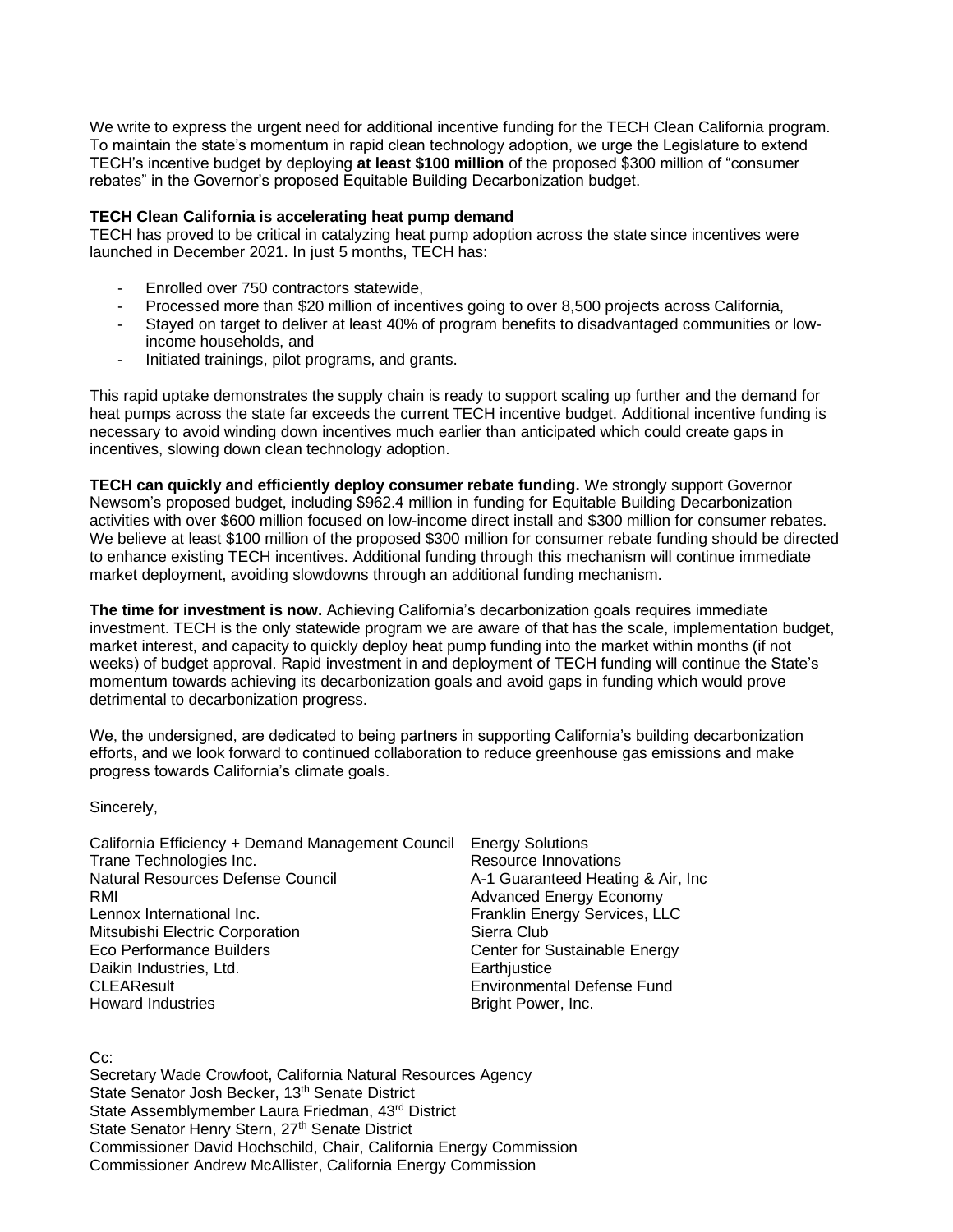We write to express the urgent need for additional incentive funding for the TECH Clean California program. To maintain the state's momentum in rapid clean technology adoption, we urge the Legislature to extend TECH's incentive budget by deploying **at least $100 million** of the proposed $300 million of "consumer rebates" in the Governor's proposed Equitable Building Decarbonization budget.

**TECH Clean California is accelerating heat pump demand**

TECH has proved to be critical in catalyzing heat pump adoption across the state since incentives were launched in December 2021. In just 5 months, TECH has:

- Enrolled over 750 contractors statewide,
- Processed more than $20 million of incentives going to over 8,500 projects across California,
- Stayed on target to deliver at least 40% of program benefits to disadvantaged communities or low-income households, and
- Initiated trainings, pilot programs, and grants.

This rapid uptake demonstrates the supply chain is ready to support scaling up further and the demand for heat pumps across the state far exceeds the current TECH incentive budget. Additional incentive funding is necessary to avoid winding down incentives much earlier than anticipated which could create gaps in incentives, slowing down clean technology adoption.

**TECH can quickly and efficiently deploy consumer rebate funding.** We strongly support Governor Newsom's proposed budget, including $962.4 million in funding for Equitable Building Decarbonization activities with over $600 million focused on low-income direct install and $300 million for consumer rebates. We believe at least $100 million of the proposed $300 million for consumer rebate funding should be directed to enhance existing TECH incentives. Additional funding through this mechanism will continue immediate market deployment, avoiding slowdowns through an additional funding mechanism.

**The time for investment is now.** Achieving California's decarbonization goals requires immediate investment. TECH is the only statewide program we are aware of that has the scale, implementation budget, market interest, and capacity to quickly deploy heat pump funding into the market within months (if not weeks) of budget approval. Rapid investment in and deployment of TECH funding will continue the State's momentum towards achieving its decarbonization goals and avoid gaps in funding which would prove detrimental to decarbonization progress.

We, the undersigned, are dedicated to being partners in supporting California's building decarbonization efforts, and we look forward to continued collaboration to reduce greenhouse gas emissions and make progress towards California's climate goals.

Sincerely,

California Efficiency + Demand Management Council
Trane Technologies Inc.
Natural Resources Defense Council
RMI
Lennox International Inc.
Mitsubishi Electric Corporation
Eco Performance Builders
Daikin Industries, Ltd.
CLEAResult
Howard Industries
Energy Solutions
Resource Innovations
A-1 Guaranteed Heating & Air, Inc
Advanced Energy Economy
Franklin Energy Services, LLC
Sierra Club
Center for Sustainable Energy
Earthjustice
Environmental Defense Fund
Bright Power, Inc.

Cc:
Secretary Wade Crowfoot, California Natural Resources Agency
State Senator Josh Becker, 13th Senate District
State Assemblymember Laura Friedman, 43rd District
State Senator Henry Stern, 27th Senate District
Commissioner David Hochschild, Chair, California Energy Commission
Commissioner Andrew McAllister, California Energy Commission